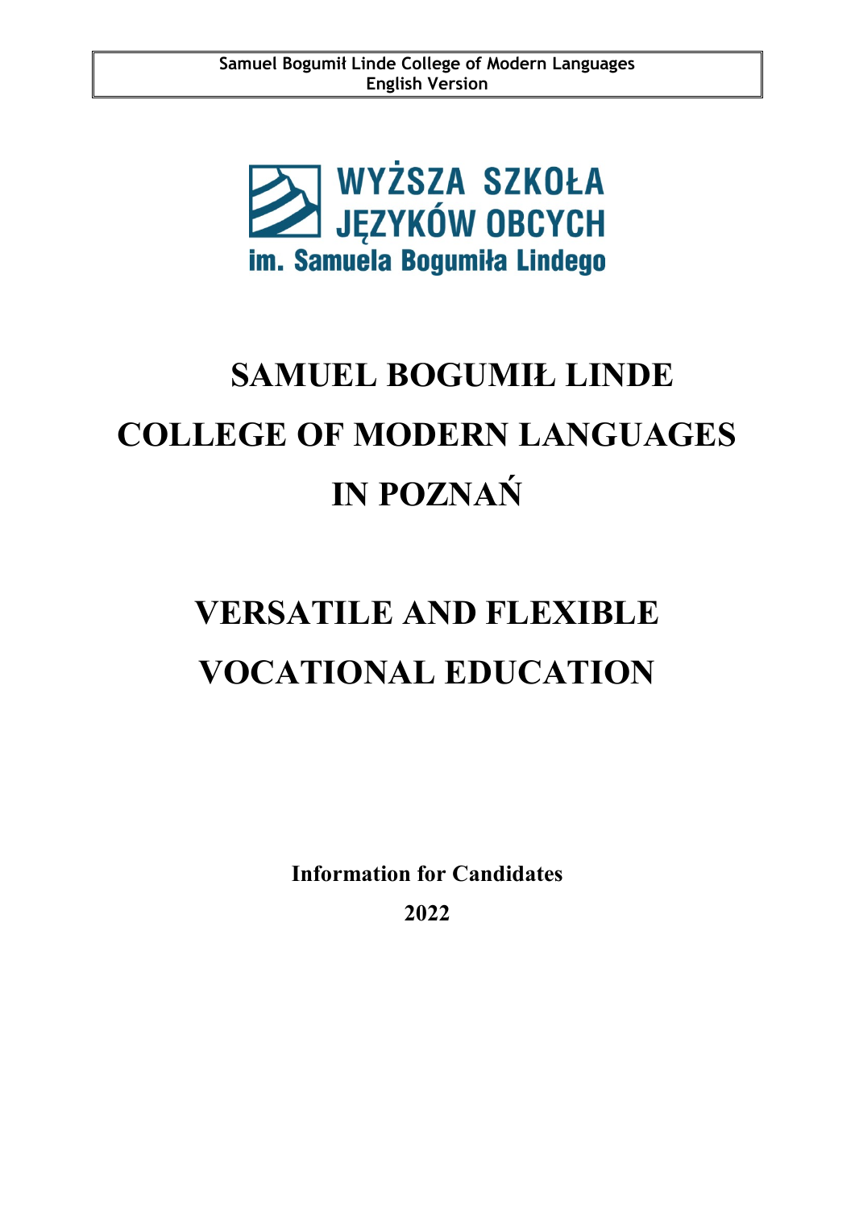WYŻSZA SZKOŁA JĘZYKÓW OBCYCH im. Samuela Bogumiła Lindego

# SAMUEL BOGUMIŁ LINDE COLLEGE OF MODERN LANGUAGES IN POZNAŃ

# VERSATILE AND FLEXIBLE VOCATIONAL EDUCATION

**Information for Candidates**

**2022**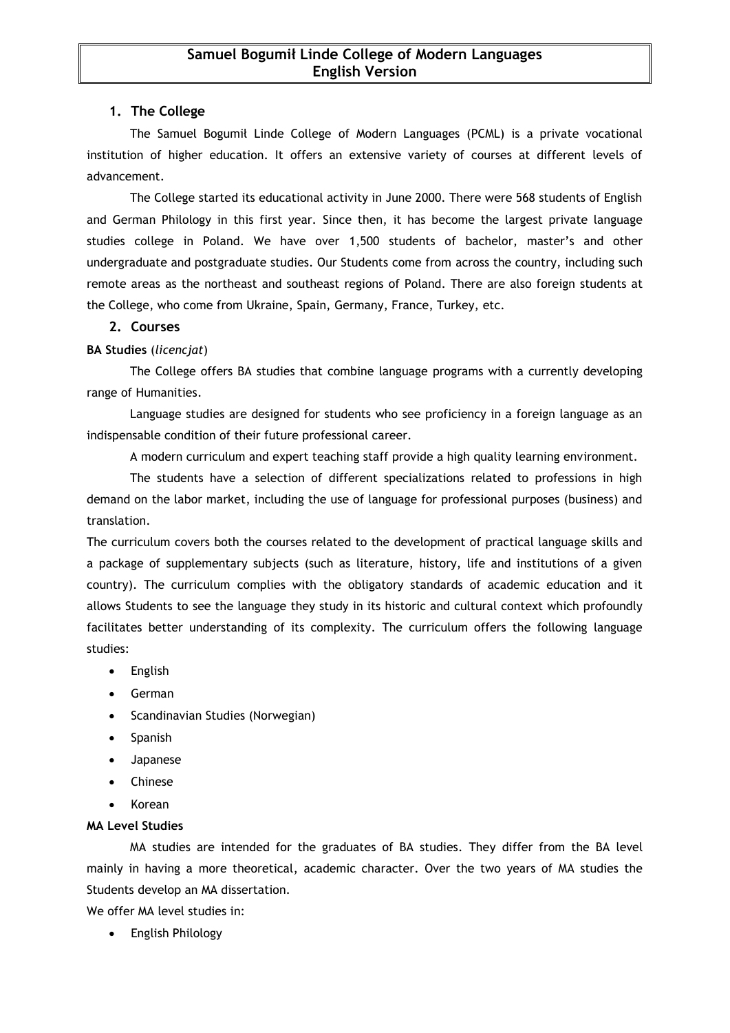# Samuel Bogumił Linde College of Modern Languages
# English Version

## 1. The College

The Samuel Bogumił Linde College of Modern Languages (PCML) is a private vocational institution of higher education. It offers an extensive variety of courses at different levels of advancement.

The College started its educational activity in June 2000. There were 568 students of English and German Philology in this first year. Since then, it has become the largest private language studies college in Poland. We have over 1,500 students of bachelor, master's and other undergraduate and postgraduate studies. Our Students come from across the country, including such remote areas as the northeast and southeast regions of Poland. There are also foreign students at the College, who come from Ukraine, Spain, Germany, France, Turkey, etc.

## 2. Courses

**BA Studies** (*licencjat*)

The College offers BA studies that combine language programs with a currently developing range of Humanities.

Language studies are designed for students who see proficiency in a foreign language as an indispensable condition of their future professional career.

A modern curriculum and expert teaching staff provide a high quality learning environment.

The students have a selection of different specializations related to professions in high demand on the labor market, including the use of language for professional purposes (business) and translation.

The curriculum covers both the courses related to the development of practical language skills and a package of supplementary subjects (such as literature, history, life and institutions of a given country). The curriculum complies with the obligatory standards of academic education and it allows Students to see the language they study in its historic and cultural context which profoundly facilitates better understanding of its complexity. The curriculum offers the following language studies:

- English
- German
- Scandinavian Studies (Norwegian)
- Spanish
- Japanese
- Chinese
- Korean

**MA Level Studies**

MA studies are intended for the graduates of BA studies. They differ from the BA level mainly in having a more theoretical, academic character. Over the two years of MA studies the Students develop an MA dissertation.

We offer MA level studies in:

- English Philology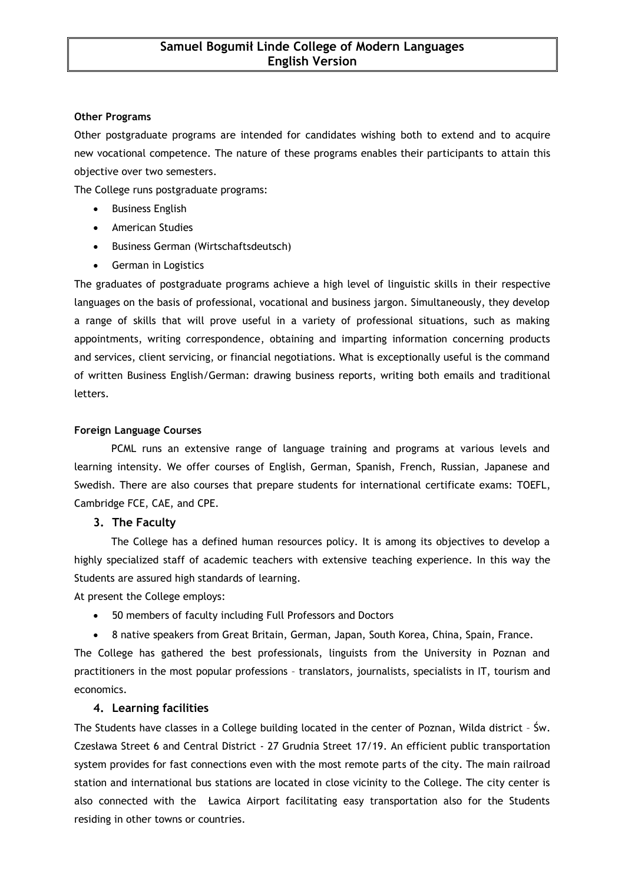**Other Programs**

Other postgraduate programs are intended for candidates wishing both to extend and to acquire new vocational competence. The nature of these programs enables their participants to attain this objective over two semesters.

The College runs postgraduate programs:

- Business English
- American Studies
- Business German (Wirtschaftsdeutsch)
- German in Logistics

The graduates of postgraduate programs achieve a high level of linguistic skills in their respective languages on the basis of professional, vocational and business jargon. Simultaneously, they develop a range of skills that will prove useful in a variety of professional situations, such as making appointments, writing correspondence, obtaining and imparting information concerning products and services, client servicing, or financial negotiations. What is exceptionally useful is the command of written Business English/German: drawing business reports, writing both emails and traditional letters.

**Foreign Language Courses**

PCML runs an extensive range of language training and programs at various levels and learning intensity. We offer courses of English, German, Spanish, French, Russian, Japanese and Swedish. There are also courses that prepare students for international certificate exams: TOEFL, Cambridge FCE, CAE, and CPE.

## 3. The Faculty

The College has a defined human resources policy. It is among its objectives to develop a highly specialized staff of academic teachers with extensive teaching experience. In this way the Students are assured high standards of learning.

At present the College employs:

- 50 members of faculty including Full Professors and Doctors
- 8 native speakers from Great Britain, German, Japan, South Korea, China, Spain, France.

The College has gathered the best professionals, linguists from the University in Poznan and practitioners in the most popular professions – translators, journalists, specialists in IT, tourism and economics.

## 4. Learning facilities

The Students have classes in a College building located in the center of Poznan, Wilda district – Św. Czesława Street 6 and Central District - 27 Grudnia Street 17/19. An efficient public transportation system provides for fast connections even with the most remote parts of the city. The main railroad station and international bus stations are located in close vicinity to the College. The city center is also connected with the Ławica Airport facilitating easy transportation also for the Students residing in other towns or countries.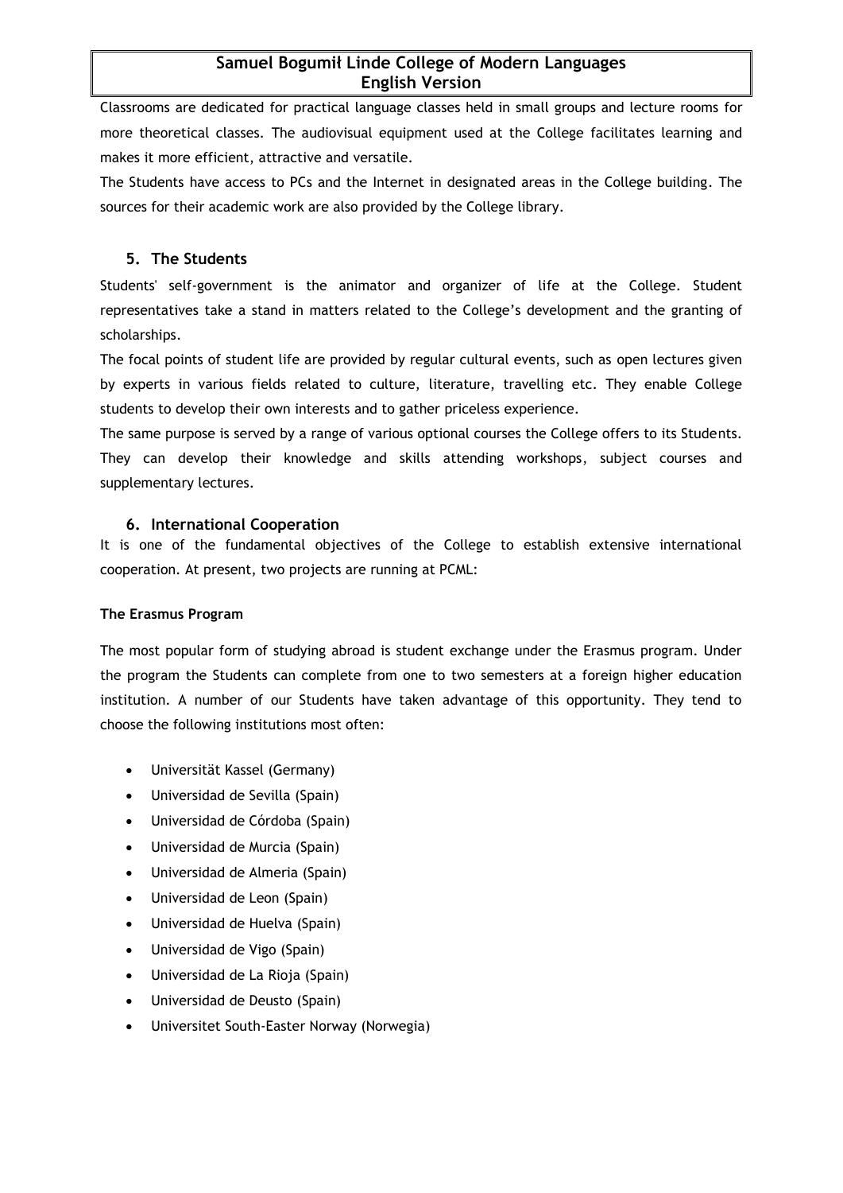Classrooms are dedicated for practical language classes held in small groups and lecture rooms for more theoretical classes. The audiovisual equipment used at the College facilitates learning and makes it more efficient, attractive and versatile.

The Students have access to PCs and the Internet in designated areas in the College building. The sources for their academic work are also provided by the College library.

## 5. The Students

Students' self-government is the animator and organizer of life at the College. Student representatives take a stand in matters related to the College's development and the granting of scholarships.

The focal points of student life are provided by regular cultural events, such as open lectures given by experts in various fields related to culture, literature, travelling etc. They enable College students to develop their own interests and to gather priceless experience.

The same purpose is served by a range of various optional courses the College offers to its Students. They can develop their knowledge and skills attending workshops, subject courses and supplementary lectures.

## 6. International Cooperation

It is one of the fundamental objectives of the College to establish extensive international cooperation. At present, two projects are running at PCML:

**The Erasmus Program**

The most popular form of studying abroad is student exchange under the Erasmus program. Under the program the Students can complete from one to two semesters at a foreign higher education institution. A number of our Students have taken advantage of this opportunity. They tend to choose the following institutions most often:

- Universität Kassel (Germany)
- Universidad de Sevilla (Spain)
- Universidad de Córdoba (Spain)
- Universidad de Murcia (Spain)
- Universidad de Almeria (Spain)
- Universidad de Leon (Spain)
- Universidad de Huelva (Spain)
- Universidad de Vigo (Spain)
- Universidad de La Rioja (Spain)
- Universidad de Deusto (Spain)
- Universitet South-Easter Norway (Norwegia)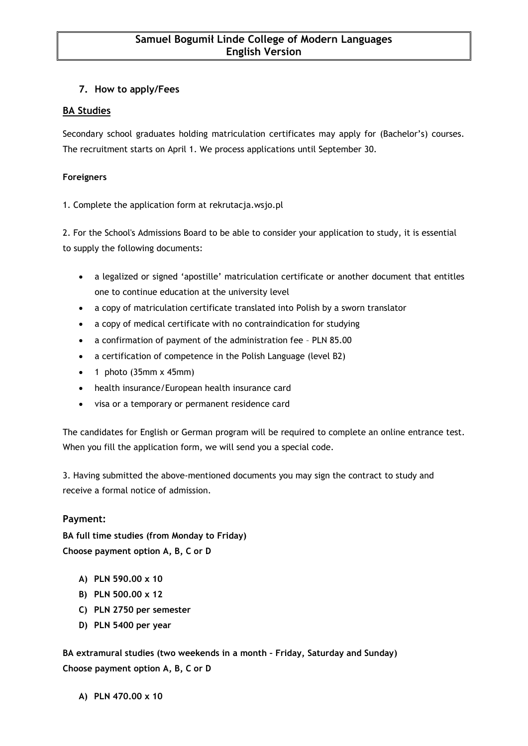## 7. How to apply/Fees

### BA Studies

Secondary school graduates holding matriculation certificates may apply for (Bachelor's) courses. The recruitment starts on April 1. We process applications until September 30.

**Foreigners**

1. Complete the application form at rekrutacja.wsjo.pl

2. For the School's Admissions Board to be able to consider your application to study, it is essential to supply the following documents:

- a legalized or signed 'apostille' matriculation certificate or another document that entitles one to continue education at the university level
- a copy of matriculation certificate translated into Polish by a sworn translator
- a copy of medical certificate with no contraindication for studying
- a confirmation of payment of the administration fee – PLN 85.00
- a certification of competence in the Polish Language (level B2)
- 1 photo (35mm x 45mm)
- health insurance/European health insurance card
- visa or a temporary or permanent residence card

The candidates for English or German program will be required to complete an online entrance test. When you fill the application form, we will send you a special code.

3. Having submitted the above-mentioned documents you may sign the contract to study and receive a formal notice of admission.

### Payment:

**BA full time studies (from Monday to Friday)**
**Choose payment option A, B, C or D**

- **A) PLN 590.00 x 10**
- **B) PLN 500.00 x 12**
- **C) PLN 2750 per semester**
- **D) PLN 5400 per year**

**BA extramural studies (two weekends in a month – Friday, Saturday and Sunday)**
**Choose payment option A, B, C or D**

- **A) PLN 470.00 x 10**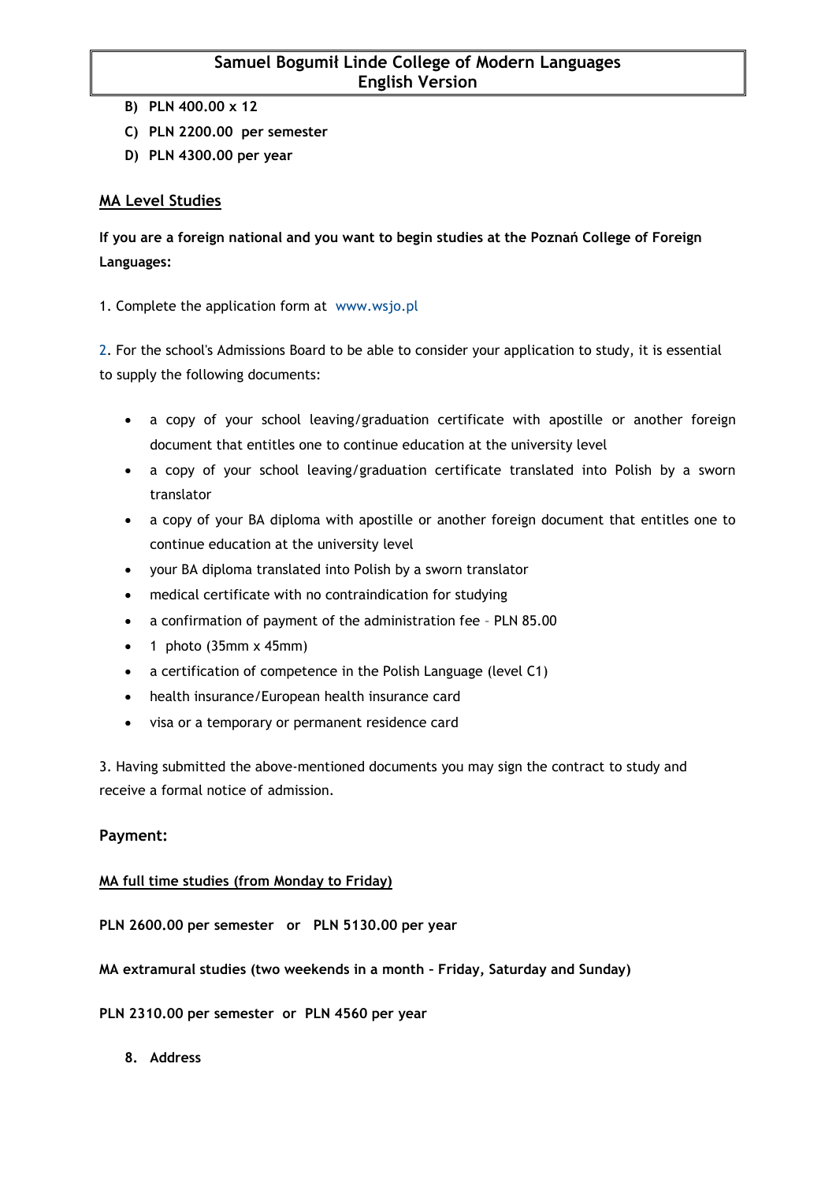B) **PLN 400.00 x 12**
C) **PLN 2200.00 per semester**
D) **PLN 4300.00 per year**

## MA Level Studies

**If you are a foreign national and you want to begin studies at the Poznań College of Foreign Languages:**

1. Complete the application form at www.wsjo.pl

2. For the school's Admissions Board to be able to consider your application to study, it is essential to supply the following documents:

- a copy of your school leaving/graduation certificate with apostille or another foreign document that entitles one to continue education at the university level
- a copy of your school leaving/graduation certificate translated into Polish by a sworn translator
- a copy of your BA diploma with apostille or another foreign document that entitles one to continue education at the university level
- your BA diploma translated into Polish by a sworn translator
- medical certificate with no contraindication for studying
- a confirmation of payment of the administration fee – PLN 85.00
- 1 photo (35mm x 45mm)
- a certification of competence in the Polish Language (level C1)
- health insurance/European health insurance card
- visa or a temporary or permanent residence card

3. Having submitted the above-mentioned documents you may sign the contract to study and receive a formal notice of admission.

### Payment:

**MA full time studies (from Monday to Friday)**

**PLN 2600.00 per semester or PLN 5130.00 per year**

**MA extramural studies (two weekends in a month – Friday, Saturday and Sunday)**

**PLN 2310.00 per semester or PLN 4560 per year**

8. **Address**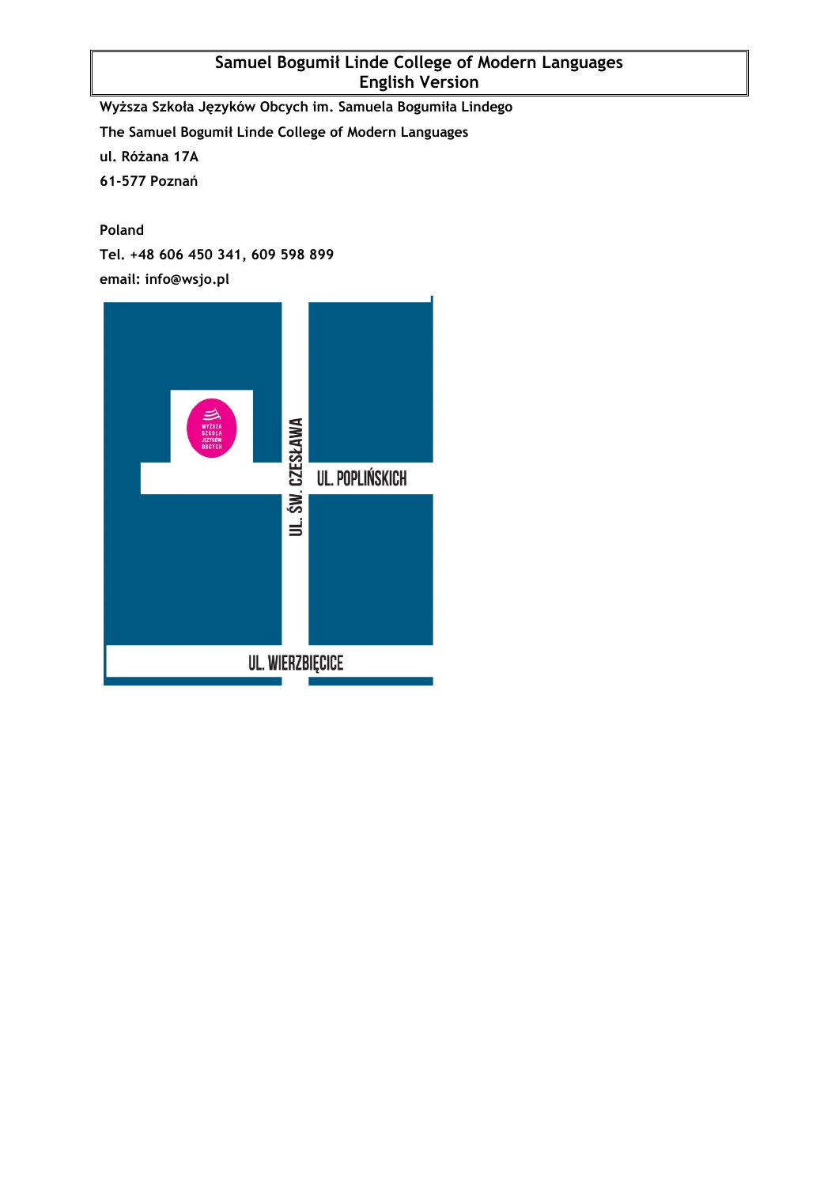**Wyższa Szkoła Języków Obcych im. Samuela Bogumiła Lindego**

**The Samuel Bogumił Linde College of Modern Languages**

**ul. Różana 17A**

**61-577 Poznań**

**Poland**

**Tel. +48 606 450 341, 609 598 899**

**email: info@wsjo.pl**

WYŻSZA SZKOŁA JĘZYKÓW OBCYCH

UL. ŚW. CZESŁAWA

UL. POPLIŃSKICH

UL. WIERZBIĘCICE